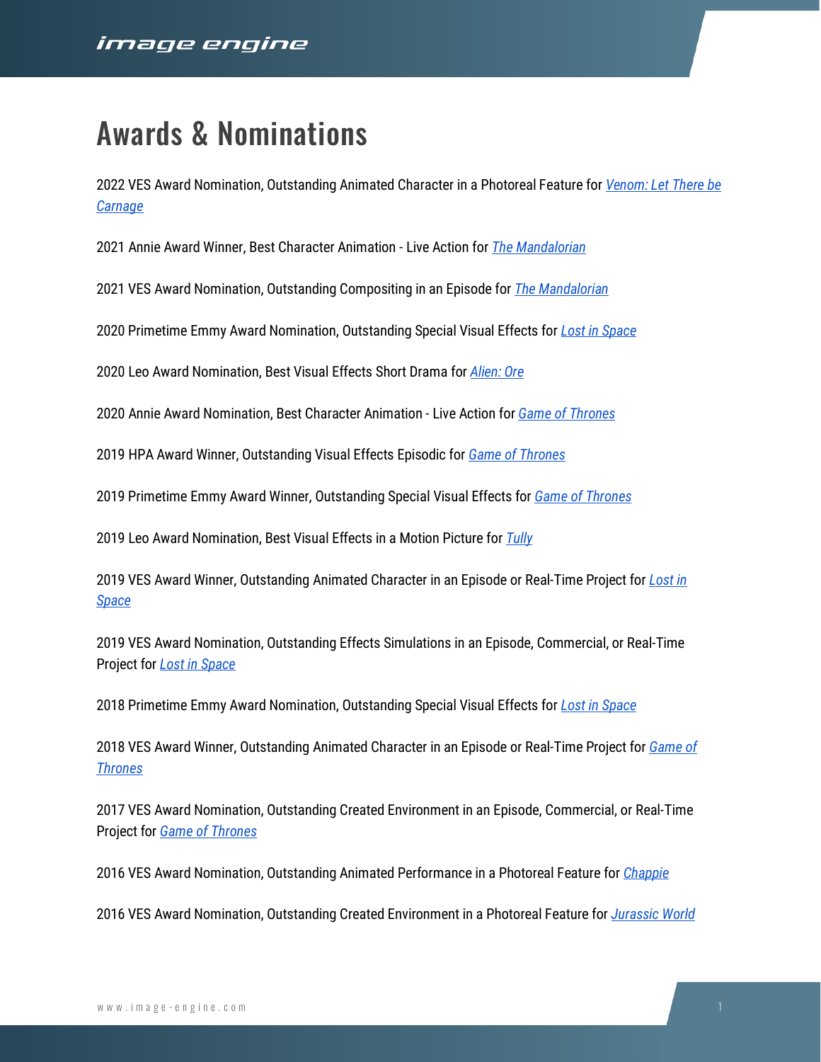# Awards & Nominations

2022 VES Award Nomination, Outstanding Animated Character in a Photoreal Feature for *Venom: Let There be Carnage*

2021 Annie Award Winner, Best Character Animation - Live Action for *The Mandalorian*

2021 VES Award Nomination, Outstanding Compositing in an Episode for *The Mandalorian*

2020 Primetime Emmy Award Nomination, Outstanding Special Visual Effects for *Lost in Space*

2020 Leo Award Nomination, Best Visual Effects Short Drama for *Alien: Ore*

2020 Annie Award Nomination, Best Character Animation - Live Action for *Game of Thrones*

2019 HPA Award Winner, Outstanding Visual Effects Episodic for *Game of Thrones*

2019 Primetime Emmy Award Winner, Outstanding Special Visual Effects for *Game of Thrones*

2019 Leo Award Nomination, Best Visual Effects in a Motion Picture for *Tully*

2019 VES Award Winner, Outstanding Animated Character in an Episode or Real-Time Project for *Lost in Space*

2019 VES Award Nomination, Outstanding Effects Simulations in an Episode, Commercial, or Real-Time Project for *Lost in Space*

2018 Primetime Emmy Award Nomination, Outstanding Special Visual Effects for *Lost in Space*

2018 VES Award Winner, Outstanding Animated Character in an Episode or Real-Time Project for *Game of Thrones*

2017 VES Award Nomination, Outstanding Created Environment in an Episode, Commercial, or Real-Time Project for *Game of Thrones*

2016 VES Award Nomination, Outstanding Animated Performance in a Photoreal Feature for *Chappie*

2016 VES Award Nomination, Outstanding Created Environment in a Photoreal Feature for *Jurassic World*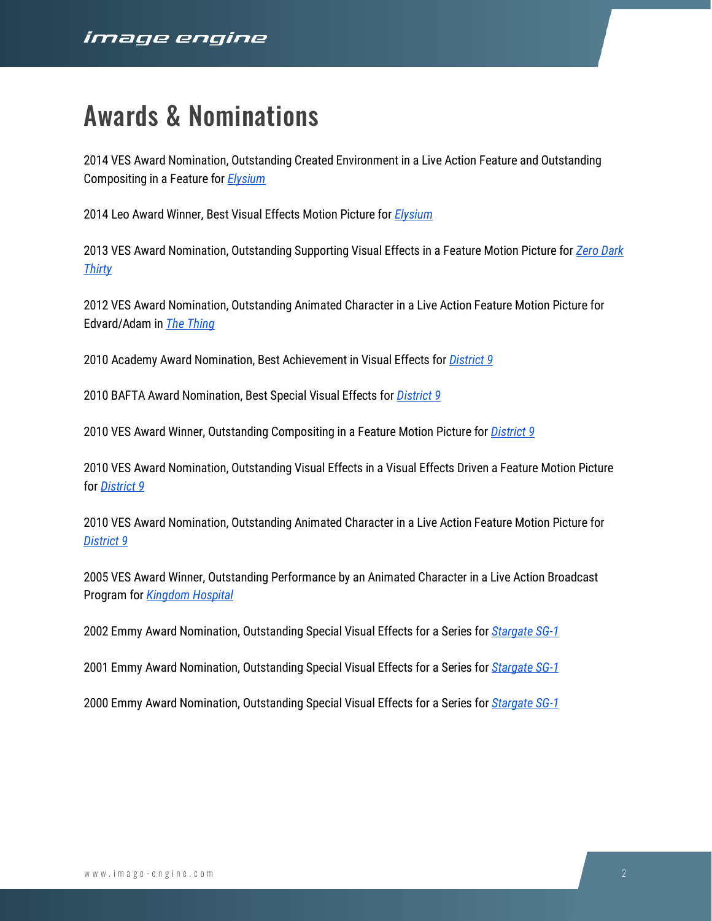# Awards & Nominations

2014 VES Award Nomination, Outstanding Created Environment in a Live Action Feature and Outstanding Compositing in a Feature for *Elysium*

2014 Leo Award Winner, Best Visual Effects Motion Picture for *Elysium*

2013 VES Award Nomination, Outstanding Supporting Visual Effects in a Feature Motion Picture for *Zero Dark Thirty*

2012 VES Award Nomination, Outstanding Animated Character in a Live Action Feature Motion Picture for Edvard/Adam in *The Thing*

2010 Academy Award Nomination, Best Achievement in Visual Effects for *District 9*

2010 BAFTA Award Nomination, Best Special Visual Effects for *District 9*

2010 VES Award Winner, Outstanding Compositing in a Feature Motion Picture for *District 9*

2010 VES Award Nomination, Outstanding Visual Effects in a Visual Effects Driven a Feature Motion Picture for *District 9*

2010 VES Award Nomination, Outstanding Animated Character in a Live Action Feature Motion Picture for *District 9*

2005 VES Award Winner, Outstanding Performance by an Animated Character in a Live Action Broadcast Program for *Kingdom Hospital*

2002 Emmy Award Nomination, Outstanding Special Visual Effects for a Series for *Stargate SG-1*

2001 Emmy Award Nomination, Outstanding Special Visual Effects for a Series for *Stargate SG-1*

2000 Emmy Award Nomination, Outstanding Special Visual Effects for a Series for *Stargate SG-1*